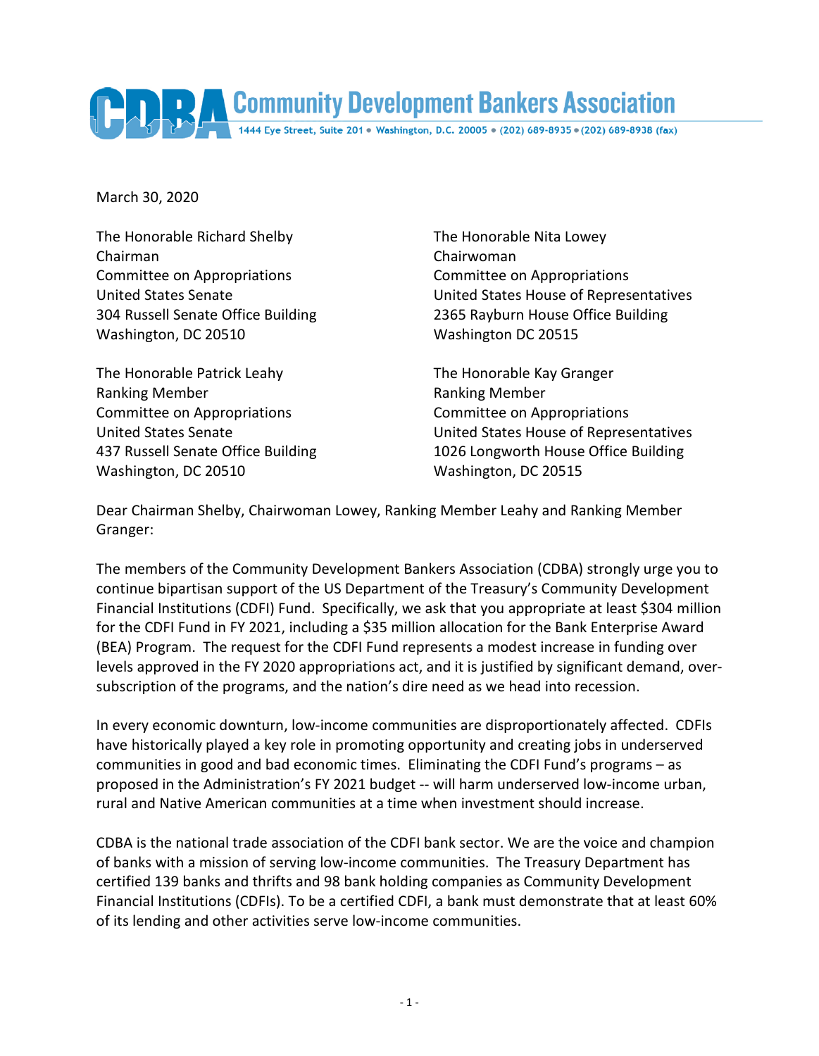# Community Development Bankers Association

1444 Eye Street, Suite 201 • Washington, D.C. 20005 • (202) 689-8935 • (202) 689-8938 (fax)

March 30, 2020

The Honorable Richard Shelby
Chairman
Committee on Appropriations
United States Senate
304 Russell Senate Office Building
Washington, DC 20510

The Honorable Nita Lowey
Chairwoman
Committee on Appropriations
United States House of Representatives
2365 Rayburn House Office Building
Washington DC 20515

The Honorable Patrick Leahy
Ranking Member
Committee on Appropriations
United States Senate
437 Russell Senate Office Building
Washington, DC 20510

The Honorable Kay Granger
Ranking Member
Committee on Appropriations
United States House of Representatives
1026 Longworth House Office Building
Washington, DC 20515

Dear Chairman Shelby, Chairwoman Lowey, Ranking Member Leahy and Ranking Member Granger:

The members of the Community Development Bankers Association (CDBA) strongly urge you to continue bipartisan support of the US Department of the Treasury's Community Development Financial Institutions (CDFI) Fund. Specifically, we ask that you appropriate at least $304 million for the CDFI Fund in FY 2021, including a $35 million allocation for the Bank Enterprise Award (BEA) Program. The request for the CDFI Fund represents a modest increase in funding over levels approved in the FY 2020 appropriations act, and it is justified by significant demand, over-subscription of the programs, and the nation's dire need as we head into recession.

In every economic downturn, low-income communities are disproportionately affected. CDFIs have historically played a key role in promoting opportunity and creating jobs in underserved communities in good and bad economic times. Eliminating the CDFI Fund's programs – as proposed in the Administration's FY 2021 budget -- will harm underserved low-income urban, rural and Native American communities at a time when investment should increase.

CDBA is the national trade association of the CDFI bank sector. We are the voice and champion of banks with a mission of serving low-income communities. The Treasury Department has certified 139 banks and thrifts and 98 bank holding companies as Community Development Financial Institutions (CDFIs). To be a certified CDFI, a bank must demonstrate that at least 60% of its lending and other activities serve low-income communities.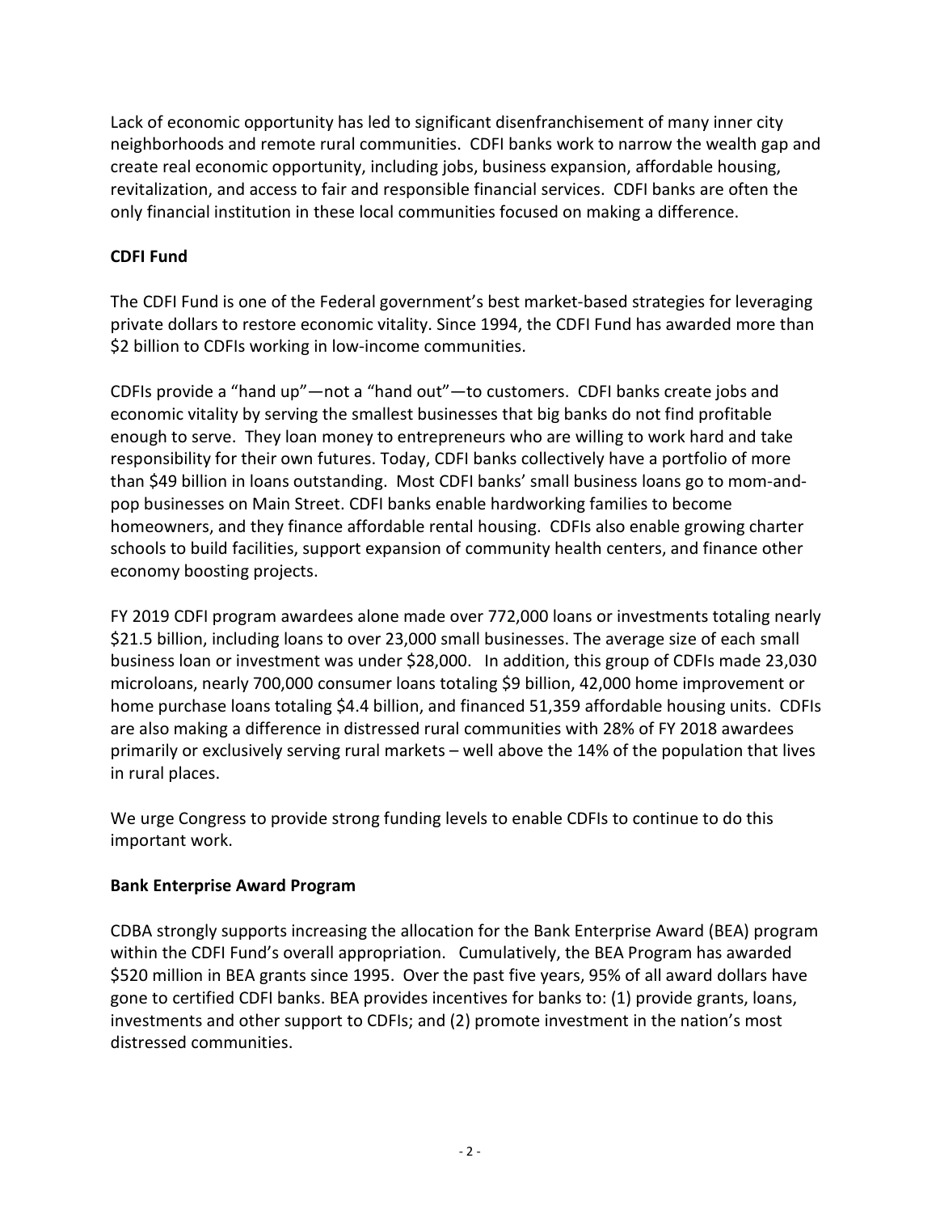Lack of economic opportunity has led to significant disenfranchisement of many inner city neighborhoods and remote rural communities. CDFI banks work to narrow the wealth gap and create real economic opportunity, including jobs, business expansion, affordable housing, revitalization, and access to fair and responsible financial services. CDFI banks are often the only financial institution in these local communities focused on making a difference.

**CDFI Fund**

The CDFI Fund is one of the Federal government's best market-based strategies for leveraging private dollars to restore economic vitality. Since 1994, the CDFI Fund has awarded more than $2 billion to CDFIs working in low-income communities.

CDFIs provide a "hand up"—not a "hand out"—to customers. CDFI banks create jobs and economic vitality by serving the smallest businesses that big banks do not find profitable enough to serve. They loan money to entrepreneurs who are willing to work hard and take responsibility for their own futures. Today, CDFI banks collectively have a portfolio of more than $49 billion in loans outstanding. Most CDFI banks' small business loans go to mom-and-pop businesses on Main Street. CDFI banks enable hardworking families to become homeowners, and they finance affordable rental housing. CDFIs also enable growing charter schools to build facilities, support expansion of community health centers, and finance other economy boosting projects.

FY 2019 CDFI program awardees alone made over 772,000 loans or investments totaling nearly $21.5 billion, including loans to over 23,000 small businesses. The average size of each small business loan or investment was under $28,000. In addition, this group of CDFIs made 23,030 microloans, nearly 700,000 consumer loans totaling $9 billion, 42,000 home improvement or home purchase loans totaling $4.4 billion, and financed 51,359 affordable housing units. CDFIs are also making a difference in distressed rural communities with 28% of FY 2018 awardees primarily or exclusively serving rural markets – well above the 14% of the population that lives in rural places.

We urge Congress to provide strong funding levels to enable CDFIs to continue to do this important work.

**Bank Enterprise Award Program**

CDBA strongly supports increasing the allocation for the Bank Enterprise Award (BEA) program within the CDFI Fund's overall appropriation. Cumulatively, the BEA Program has awarded $520 million in BEA grants since 1995. Over the past five years, 95% of all award dollars have gone to certified CDFI banks. BEA provides incentives for banks to: (1) provide grants, loans, investments and other support to CDFIs; and (2) promote investment in the nation's most distressed communities.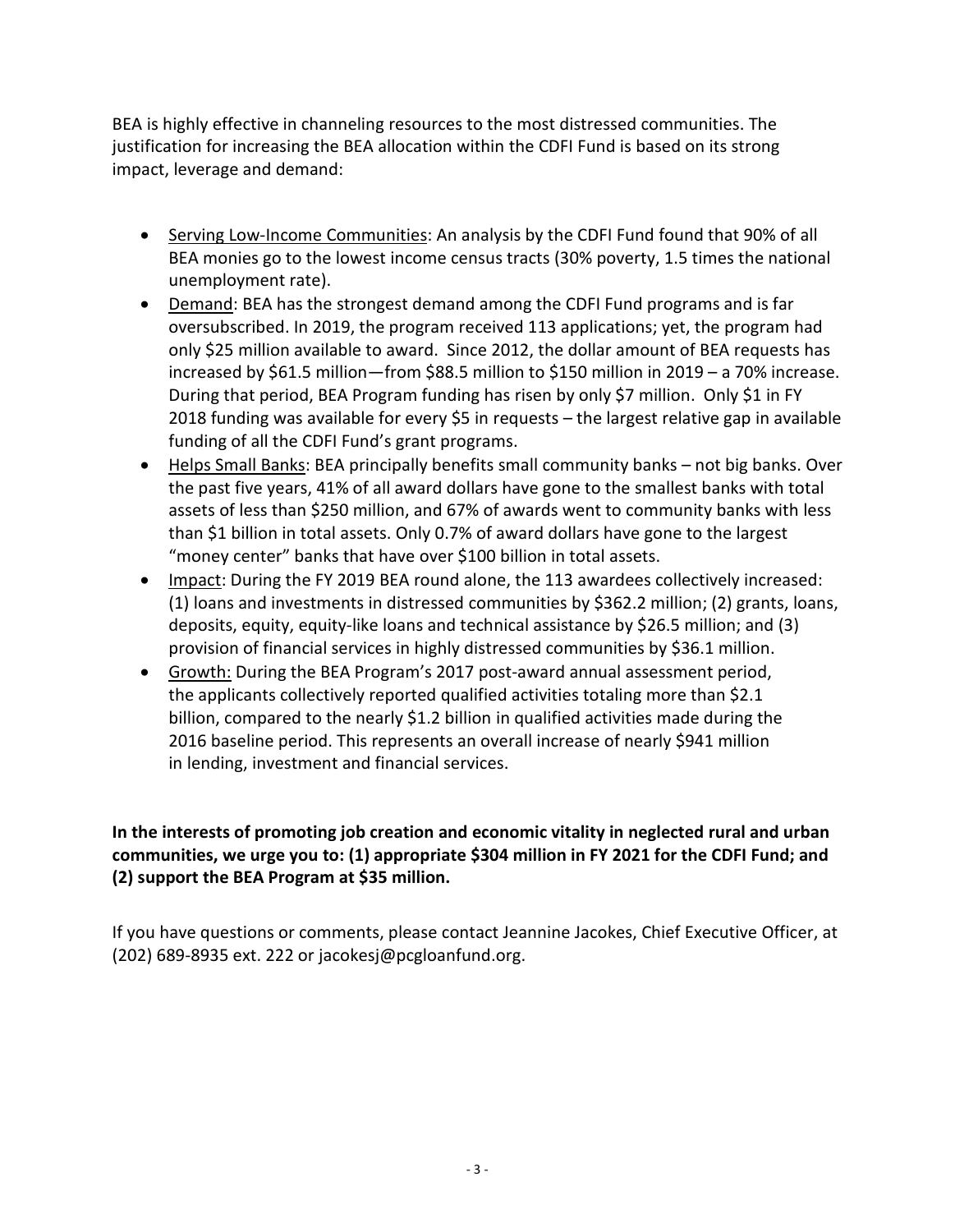BEA is highly effective in channeling resources to the most distressed communities. The justification for increasing the BEA allocation within the CDFI Fund is based on its strong impact, leverage and demand:

- Serving Low-Income Communities: An analysis by the CDFI Fund found that 90% of all BEA monies go to the lowest income census tracts (30% poverty, 1.5 times the national unemployment rate).
- Demand: BEA has the strongest demand among the CDFI Fund programs and is far oversubscribed. In 2019, the program received 113 applications; yet, the program had only $25 million available to award. Since 2012, the dollar amount of BEA requests has increased by $61.5 million—from $88.5 million to $150 million in 2019 – a 70% increase. During that period, BEA Program funding has risen by only $7 million. Only $1 in FY 2018 funding was available for every $5 in requests – the largest relative gap in available funding of all the CDFI Fund's grant programs.
- Helps Small Banks: BEA principally benefits small community banks – not big banks. Over the past five years, 41% of all award dollars have gone to the smallest banks with total assets of less than $250 million, and 67% of awards went to community banks with less than $1 billion in total assets. Only 0.7% of award dollars have gone to the largest "money center" banks that have over $100 billion in total assets.
- Impact: During the FY 2019 BEA round alone, the 113 awardees collectively increased: (1) loans and investments in distressed communities by $362.2 million; (2) grants, loans, deposits, equity, equity-like loans and technical assistance by $26.5 million; and (3) provision of financial services in highly distressed communities by $36.1 million.
- Growth: During the BEA Program's 2017 post-award annual assessment period, the applicants collectively reported qualified activities totaling more than $2.1 billion, compared to the nearly $1.2 billion in qualified activities made during the 2016 baseline period. This represents an overall increase of nearly $941 million in lending, investment and financial services.

**In the interests of promoting job creation and economic vitality in neglected rural and urban communities, we urge you to: (1) appropriate $304 million in FY 2021 for the CDFI Fund; and (2) support the BEA Program at $35 million.**

If you have questions or comments, please contact Jeannine Jacokes, Chief Executive Officer, at (202) 689-8935 ext. 222 or jacokesj@pcgloanfund.org.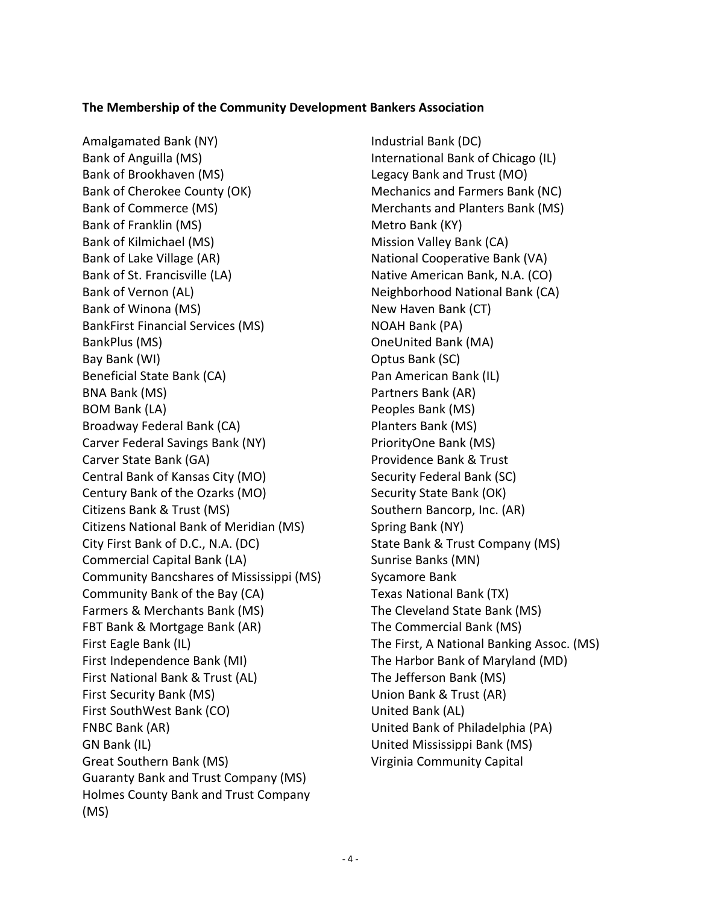**The Membership of the Community Development Bankers Association**

Amalgamated Bank (NY)
Bank of Anguilla (MS)
Bank of Brookhaven (MS)
Bank of Cherokee County (OK)
Bank of Commerce (MS)
Bank of Franklin (MS)
Bank of Kilmichael (MS)
Bank of Lake Village (AR)
Bank of St. Francisville (LA)
Bank of Vernon (AL)
Bank of Winona (MS)
BankFirst Financial Services (MS)
BankPlus (MS)
Bay Bank (WI)
Beneficial State Bank (CA)
BNA Bank (MS)
BOM Bank (LA)
Broadway Federal Bank (CA)
Carver Federal Savings Bank (NY)
Carver State Bank (GA)
Central Bank of Kansas City (MO)
Century Bank of the Ozarks (MO)
Citizens Bank & Trust (MS)
Citizens National Bank of Meridian (MS)
City First Bank of D.C., N.A. (DC)
Commercial Capital Bank (LA)
Community Bancshares of Mississippi (MS)
Community Bank of the Bay (CA)
Farmers & Merchants Bank (MS)
FBT Bank & Mortgage Bank (AR)
First Eagle Bank (IL)
First Independence Bank (MI)
First National Bank & Trust (AL)
First Security Bank (MS)
First SouthWest Bank (CO)
FNBC Bank (AR)
GN Bank (IL)
Great Southern Bank (MS)
Guaranty Bank and Trust Company (MS)
Holmes County Bank and Trust Company (MS)
Industrial Bank (DC)
International Bank of Chicago (IL)
Legacy Bank and Trust (MO)
Mechanics and Farmers Bank (NC)
Merchants and Planters Bank (MS)
Metro Bank (KY)
Mission Valley Bank (CA)
National Cooperative Bank (VA)
Native American Bank, N.A. (CO)
Neighborhood National Bank (CA)
New Haven Bank (CT)
NOAH Bank (PA)
OneUnited Bank (MA)
Optus Bank (SC)
Pan American Bank (IL)
Partners Bank (AR)
Peoples Bank (MS)
Planters Bank (MS)
PriorityOne Bank (MS)
Providence Bank & Trust
Security Federal Bank (SC)
Security State Bank (OK)
Southern Bancorp, Inc. (AR)
Spring Bank (NY)
State Bank & Trust Company (MS)
Sunrise Banks (MN)
Sycamore Bank
Texas National Bank (TX)
The Cleveland State Bank (MS)
The Commercial Bank (MS)
The First, A National Banking Assoc. (MS)
The Harbor Bank of Maryland (MD)
The Jefferson Bank (MS)
Union Bank & Trust (AR)
United Bank (AL)
United Bank of Philadelphia (PA)
United Mississippi Bank (MS)
Virginia Community Capital